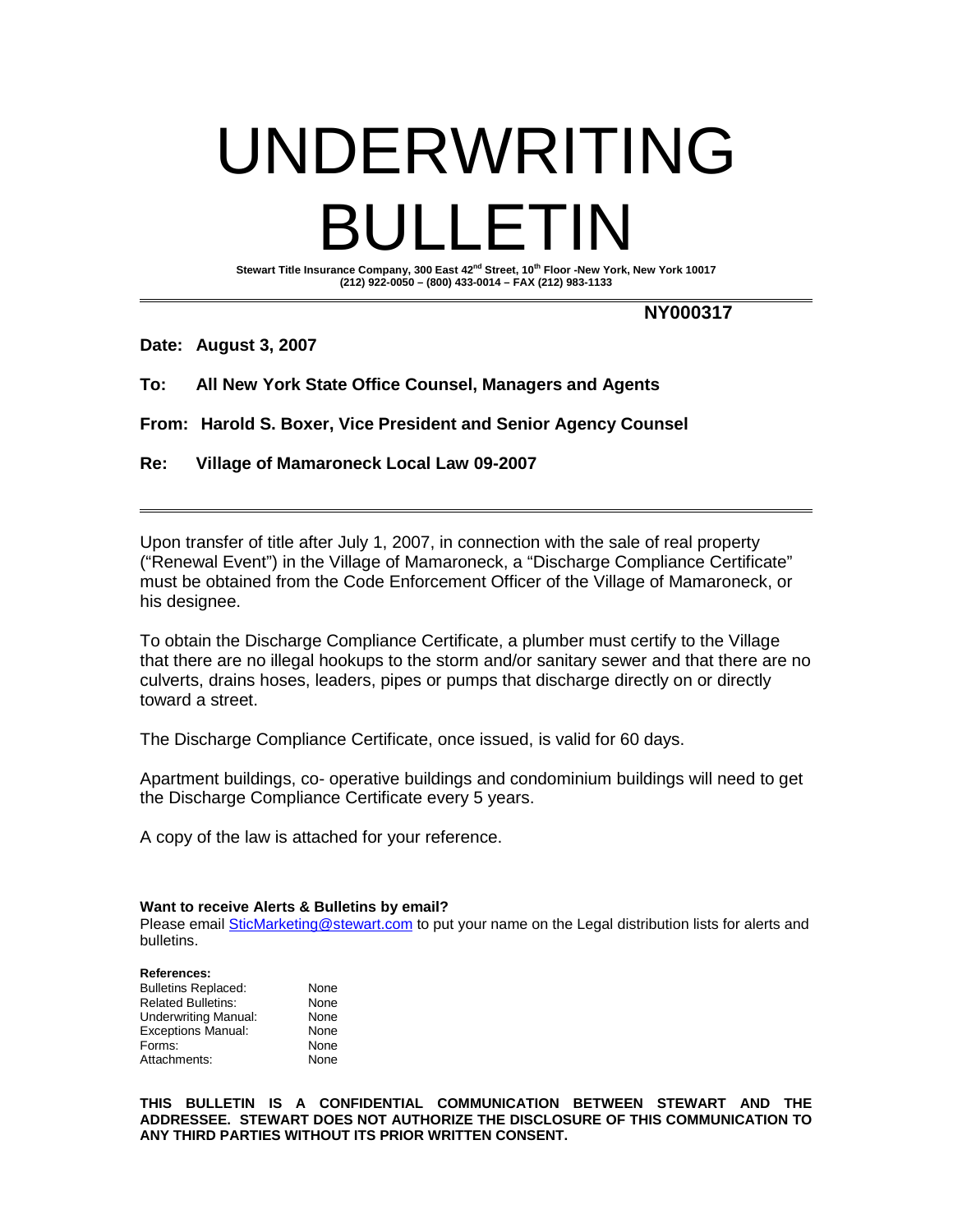# UNDERWRITING BULLETIN

**Stewart Title Insurance Company, 300 East 42nd Street, 10th Floor -New York, New York 10017**
**(212) 922-0050 – (800) 433-0014 – FAX (212) 983-1133**

**NY000317**

**Date: August 3, 2007**

**To: All New York State Office Counsel, Managers and Agents**

**From: Harold S. Boxer, Vice President and Senior Agency Counsel**

**Re: Village of Mamaroneck Local Law 09-2007**

---

Upon transfer of title after July 1, 2007, in connection with the sale of real property ("Renewal Event") in the Village of Mamaroneck, a "Discharge Compliance Certificate" must be obtained from the Code Enforcement Officer of the Village of Mamaroneck, or his designee.

To obtain the Discharge Compliance Certificate, a plumber must certify to the Village that there are no illegal hookups to the storm and/or sanitary sewer and that there are no culverts, drains hoses, leaders, pipes or pumps that discharge directly on or directly toward a street.

The Discharge Compliance Certificate, once issued, is valid for 60 days.

Apartment buildings, co- operative buildings and condominium buildings will need to get the Discharge Compliance Certificate every 5 years.

A copy of the law is attached for your reference.

**Want to receive Alerts & Bulletins by email?**
Please email SticMarketing@stewart.com to put your name on the Legal distribution lists for alerts and bulletins.

**References:**

| | |
|---|---|
| Bulletins Replaced: | None |
| Related Bulletins: | None |
| Underwriting Manual: | None |
| Exceptions Manual: | None |
| Forms: | None |
| Attachments: | None |

**THIS BULLETIN IS A CONFIDENTIAL COMMUNICATION BETWEEN STEWART AND THE ADDRESSEE. STEWART DOES NOT AUTHORIZE THE DISCLOSURE OF THIS COMMUNICATION TO ANY THIRD PARTIES WITHOUT ITS PRIOR WRITTEN CONSENT.**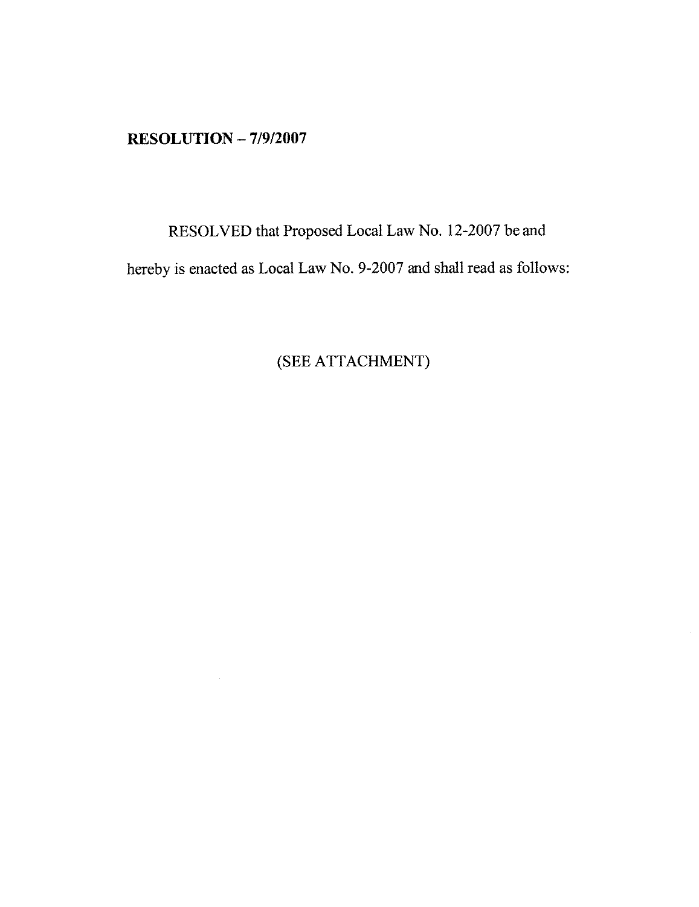**RESOLUTION – 7/9/2007**

RESOLVED that Proposed Local Law No. 12-2007 be and hereby is enacted as Local Law No. 9-2007 and shall read as follows:

(SEE ATTACHMENT)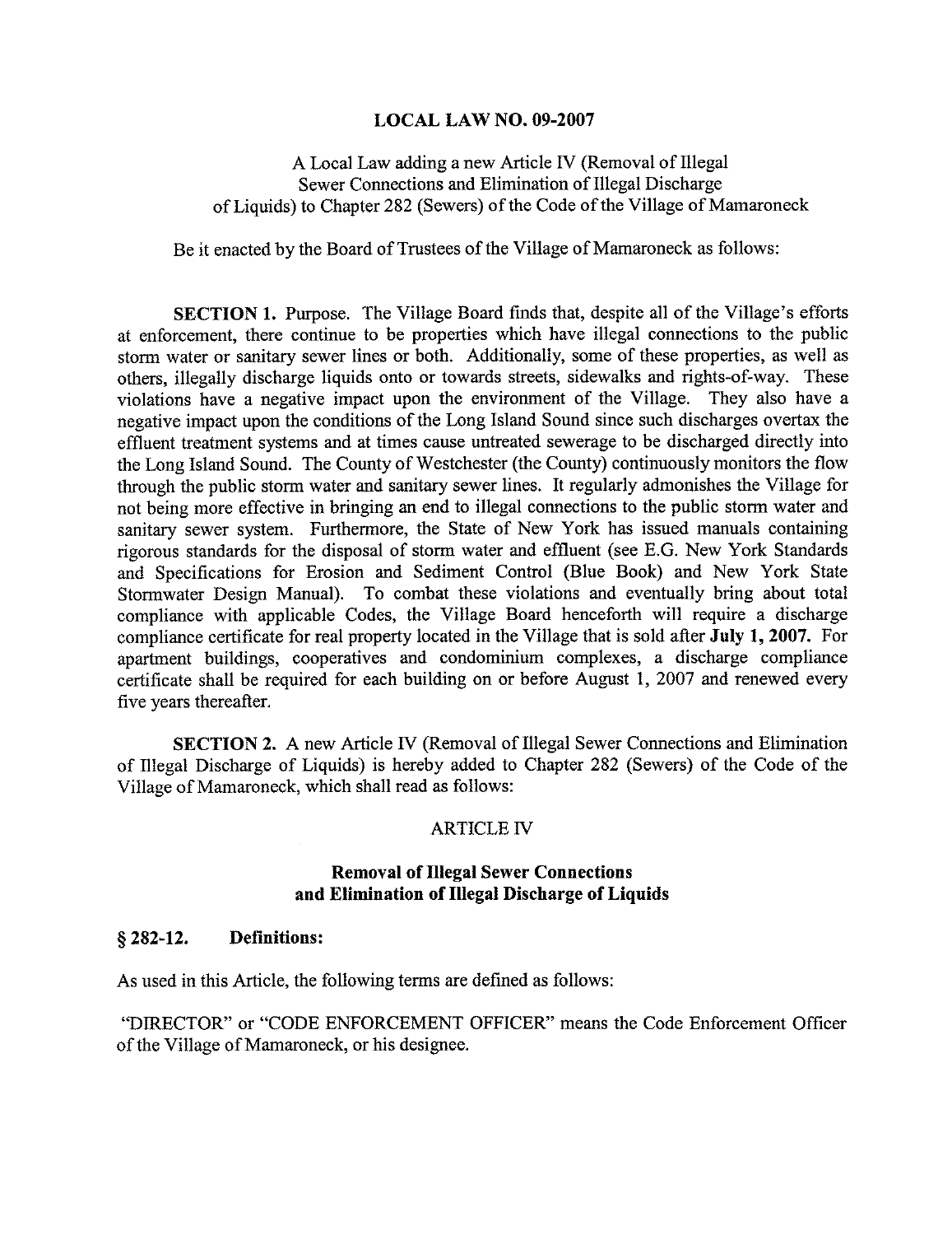# LOCAL LAW NO. 09-2007

A Local Law adding a new Article IV (Removal of Illegal Sewer Connections and Elimination of Illegal Discharge of Liquids) to Chapter 282 (Sewers) of the Code of the Village of Mamaroneck

Be it enacted by the Board of Trustees of the Village of Mamaroneck as follows:

**SECTION 1.** Purpose. The Village Board finds that, despite all of the Village's efforts at enforcement, there continue to be properties which have illegal connections to the public storm water or sanitary sewer lines or both. Additionally, some of these properties, as well as others, illegally discharge liquids onto or towards streets, sidewalks and rights-of-way. These violations have a negative impact upon the environment of the Village. They also have a negative impact upon the conditions of the Long Island Sound since such discharges overtax the effluent treatment systems and at times cause untreated sewerage to be discharged directly into the Long Island Sound. The County of Westchester (the County) continuously monitors the flow through the public storm water and sanitary sewer lines. It regularly admonishes the Village for not being more effective in bringing an end to illegal connections to the public storm water and sanitary sewer system. Furthermore, the State of New York has issued manuals containing rigorous standards for the disposal of storm water and effluent (see E.G. New York Standards and Specifications for Erosion and Sediment Control (Blue Book) and New York State Stormwater Design Manual). To combat these violations and eventually bring about total compliance with applicable Codes, the Village Board henceforth will require a discharge compliance certificate for real property located in the Village that is sold after **July 1, 2007.** For apartment buildings, cooperatives and condominium complexes, a discharge compliance certificate shall be required for each building on or before August 1, 2007 and renewed every five years thereafter.

**SECTION 2.** A new Article IV (Removal of Illegal Sewer Connections and Elimination of Illegal Discharge of Liquids) is hereby added to Chapter 282 (Sewers) of the Code of the Village of Mamaroneck, which shall read as follows:

ARTICLE IV

## Removal of Illegal Sewer Connections and Elimination of Illegal Discharge of Liquids

### § 282-12. Definitions:

As used in this Article, the following terms are defined as follows:

"DIRECTOR" or "CODE ENFORCEMENT OFFICER" means the Code Enforcement Officer of the Village of Mamaroneck, or his designee.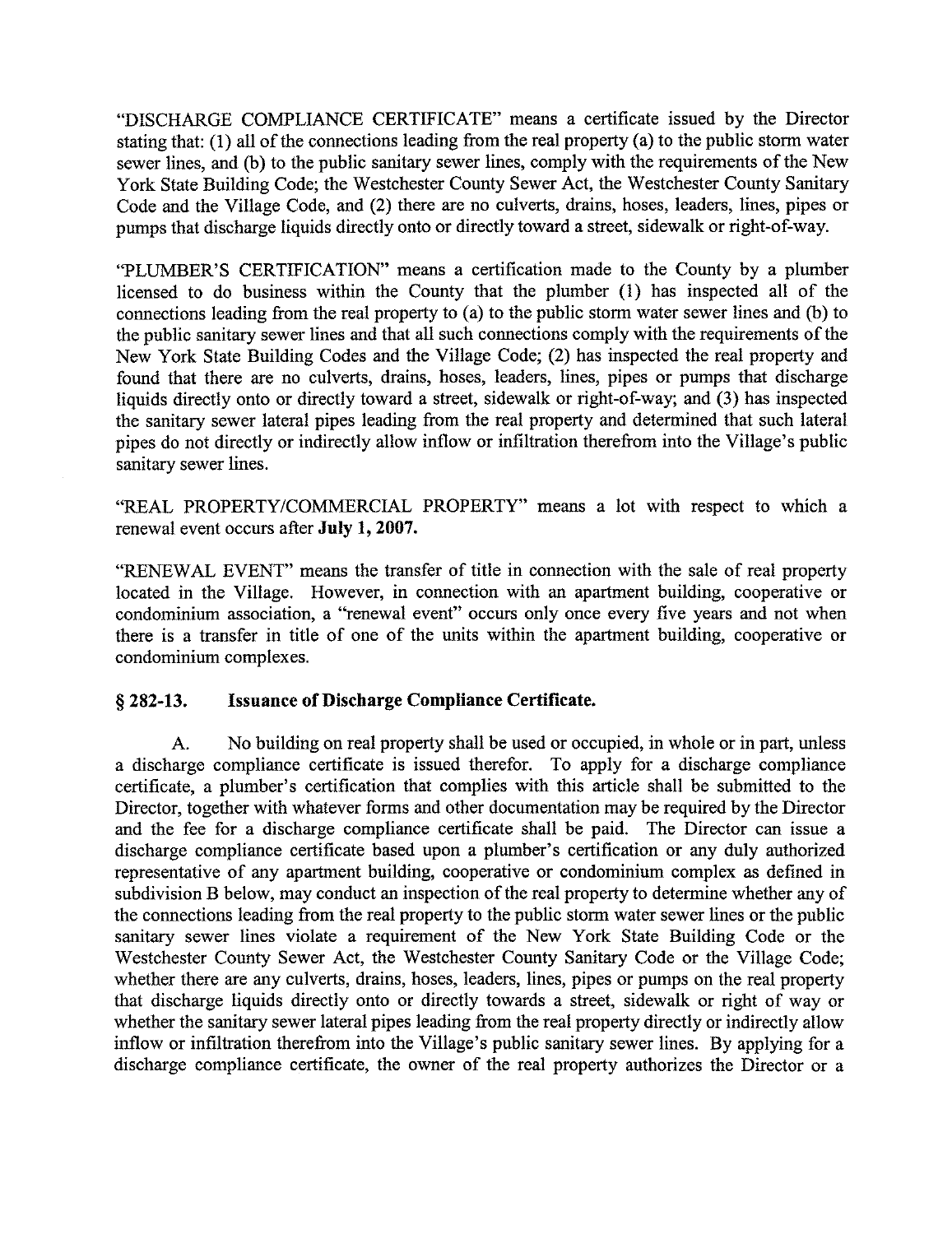"DISCHARGE COMPLIANCE CERTIFICATE" means a certificate issued by the Director stating that: (1) all of the connections leading from the real property (a) to the public storm water sewer lines, and (b) to the public sanitary sewer lines, comply with the requirements of the New York State Building Code; the Westchester County Sewer Act, the Westchester County Sanitary Code and the Village Code, and (2) there are no culverts, drains, hoses, leaders, lines, pipes or pumps that discharge liquids directly onto or directly toward a street, sidewalk or right-of-way.

"PLUMBER'S CERTIFICATION" means a certification made to the County by a plumber licensed to do business within the County that the plumber (1) has inspected all of the connections leading from the real property to (a) to the public storm water sewer lines and (b) to the public sanitary sewer lines and that all such connections comply with the requirements of the New York State Building Codes and the Village Code; (2) has inspected the real property and found that there are no culverts, drains, hoses, leaders, lines, pipes or pumps that discharge liquids directly onto or directly toward a street, sidewalk or right-of-way; and (3) has inspected the sanitary sewer lateral pipes leading from the real property and determined that such lateral pipes do not directly or indirectly allow inflow or infiltration therefrom into the Village's public sanitary sewer lines.

"REAL PROPERTY/COMMERCIAL PROPERTY" means a lot with respect to which a renewal event occurs after **July 1, 2007.**

"RENEWAL EVENT" means the transfer of title in connection with the sale of real property located in the Village. However, in connection with an apartment building, cooperative or condominium association, a "renewal event" occurs only once every five years and not when there is a transfer in title of one of the units within the apartment building, cooperative or condominium complexes.

## § 282-13. Issuance of Discharge Compliance Certificate.

A. No building on real property shall be used or occupied, in whole or in part, unless a discharge compliance certificate is issued therefor. To apply for a discharge compliance certificate, a plumber's certification that complies with this article shall be submitted to the Director, together with whatever forms and other documentation may be required by the Director and the fee for a discharge compliance certificate shall be paid. The Director can issue a discharge compliance certificate based upon a plumber's certification or any duly authorized representative of any apartment building, cooperative or condominium complex as defined in subdivision B below, may conduct an inspection of the real property to determine whether any of the connections leading from the real property to the public storm water sewer lines or the public sanitary sewer lines violate a requirement of the New York State Building Code or the Westchester County Sewer Act, the Westchester County Sanitary Code or the Village Code; whether there are any culverts, drains, hoses, leaders, lines, pipes or pumps on the real property that discharge liquids directly onto or directly towards a street, sidewalk or right of way or whether the sanitary sewer lateral pipes leading from the real property directly or indirectly allow inflow or infiltration therefrom into the Village's public sanitary sewer lines. By applying for a discharge compliance certificate, the owner of the real property authorizes the Director or a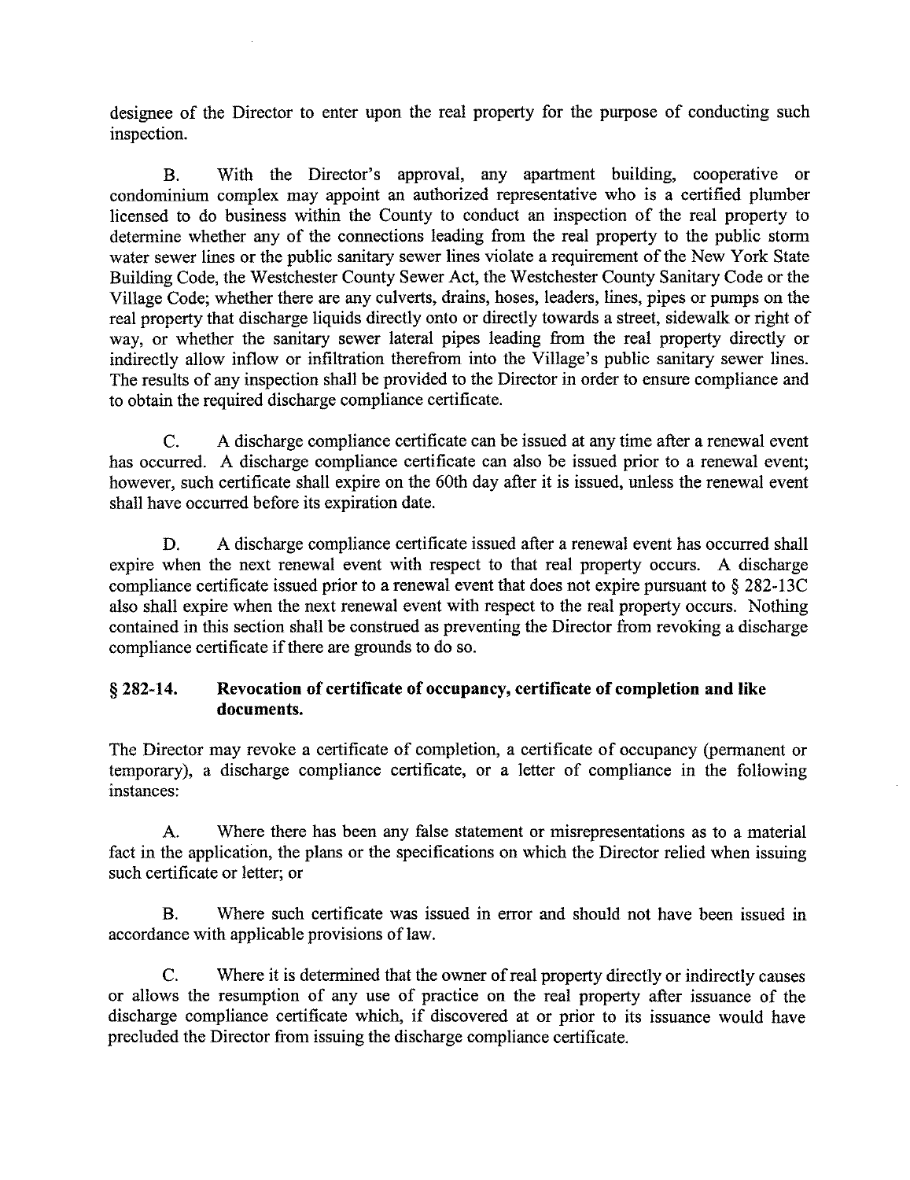designee of the Director to enter upon the real property for the purpose of conducting such inspection.

B. With the Director's approval, any apartment building, cooperative or condominium complex may appoint an authorized representative who is a certified plumber licensed to do business within the County to conduct an inspection of the real property to determine whether any of the connections leading from the real property to the public storm water sewer lines or the public sanitary sewer lines violate a requirement of the New York State Building Code, the Westchester County Sewer Act, the Westchester County Sanitary Code or the Village Code; whether there are any culverts, drains, hoses, leaders, lines, pipes or pumps on the real property that discharge liquids directly onto or directly towards a street, sidewalk or right of way, or whether the sanitary sewer lateral pipes leading from the real property directly or indirectly allow inflow or infiltration therefrom into the Village's public sanitary sewer lines. The results of any inspection shall be provided to the Director in order to ensure compliance and to obtain the required discharge compliance certificate.

C. A discharge compliance certificate can be issued at any time after a renewal event has occurred. A discharge compliance certificate can also be issued prior to a renewal event; however, such certificate shall expire on the 60th day after it is issued, unless the renewal event shall have occurred before its expiration date.

D. A discharge compliance certificate issued after a renewal event has occurred shall expire when the next renewal event with respect to that real property occurs. A discharge compliance certificate issued prior to a renewal event that does not expire pursuant to § 282-13C also shall expire when the next renewal event with respect to the real property occurs. Nothing contained in this section shall be construed as preventing the Director from revoking a discharge compliance certificate if there are grounds to do so.

### § 282-14. Revocation of certificate of occupancy, certificate of completion and like documents.

The Director may revoke a certificate of completion, a certificate of occupancy (permanent or temporary), a discharge compliance certificate, or a letter of compliance in the following instances:

A. Where there has been any false statement or misrepresentations as to a material fact in the application, the plans or the specifications on which the Director relied when issuing such certificate or letter; or

B. Where such certificate was issued in error and should not have been issued in accordance with applicable provisions of law.

C. Where it is determined that the owner of real property directly or indirectly causes or allows the resumption of any use of practice on the real property after issuance of the discharge compliance certificate which, if discovered at or prior to its issuance would have precluded the Director from issuing the discharge compliance certificate.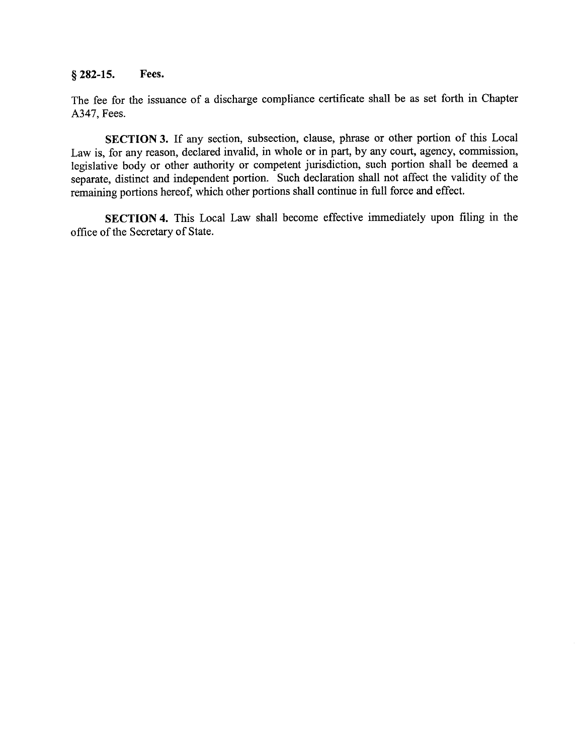### § 282-15. Fees.

The fee for the issuance of a discharge compliance certificate shall be as set forth in Chapter A347, Fees.

**SECTION 3.** If any section, subsection, clause, phrase or other portion of this Local Law is, for any reason, declared invalid, in whole or in part, by any court, agency, commission, legislative body or other authority or competent jurisdiction, such portion shall be deemed a separate, distinct and independent portion. Such declaration shall not affect the validity of the remaining portions hereof, which other portions shall continue in full force and effect.

**SECTION 4.** This Local Law shall become effective immediately upon filing in the office of the Secretary of State.